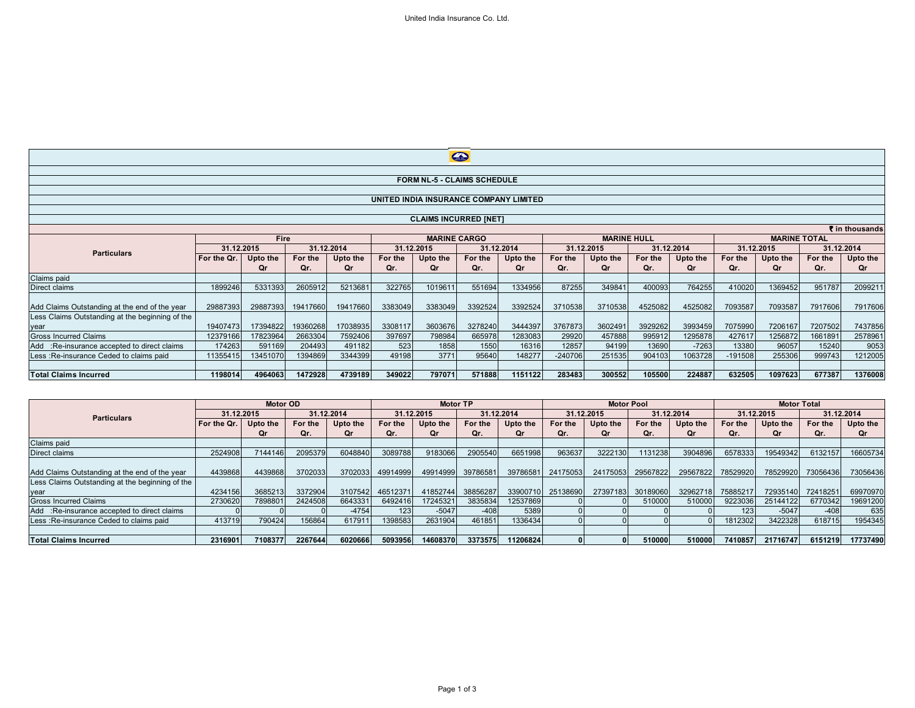## FORM NL-5 - CLAIMS SCHEDULE

## UNITED INDIA INSURANCE COMPANY LIMITED

### CLAIMS INCURRED [NET]

₹ in thousands

| Particulars | Fire | | | | MARINE CARGO | | | | MARINE HULL | | | | MARINE TOTAL | | | |
|---|---|---|---|---|---|---|---|---|---|---|---|---|---|---|---|---|
| | 31.12.2015 | | 31.12.2014 | | 31.12.2015 | | 31.12.2014 | | 31.12.2015 | | 31.12.2014 | | 31.12.2015 | | 31.12.2014 | |
| | For the Qr. | Upto the Qr | For the Qr. | Upto the Qr | For the Qr. | Upto the Qr | For the Qr. | Upto the Qr | For the Qr. | Upto the Qr | For the Qr. | Upto the Qr | For the Qr. | Upto the Qr | For the Qr. | Upto the Qr |
| Claims paid | | | | | | | | | | | | | | | | |
| Direct claims | 1899246 | 5331393 | 2605912 | 5213681 | 322765 | 1019611 | 551694 | 1334956 | 87255 | 349841 | 400093 | 764255 | 410020 | 1369452 | 951787 | 2099211 |
| Add Claims Outstanding at the end of the year | 29887393 | 29887393 | 19417660 | 19417660 | 3383049 | 3383049 | 3392524 | 3392524 | 3710538 | 3710538 | 4525082 | 4525082 | 7093587 | 7093587 | 7917606 | 7917606 |
| Less Claims Outstanding at the beginning of the year | 19407473 | 17394822 | 19360268 | 17038935 | 3308117 | 3603676 | 3278240 | 3444397 | 3767873 | 3602491 | 3929262 | 3993459 | 7075990 | 7206167 | 7207502 | 7437856 |
| Gross Incurred Claims | 12379166 | 17823964 | 2663304 | 7592406 | 397697 | 798984 | 665978 | 1283083 | 29920 | 457888 | 995912 | 1295878 | 427617 | 1256872 | 1661891 | 2578961 |
| Add :Re-insurance accepted to direct claims | 174263 | 591169 | 204493 | 491182 | 523 | 1858 | 1550 | 16316 | 12857 | 94199 | 13690 | -7263 | 13380 | 96057 | 15240 | 9053 |
| Less :Re-insurance Ceded to claims paid | 11355415 | 13451070 | 1394869 | 3344399 | 49198 | 3771 | 95640 | 148277 | -240706 | 251535 | 904103 | 1063728 | -191508 | 255306 | 999743 | 1212005 |
| **Total Claims Incurred** | **1198014** | **4964063** | **1472928** | **4739189** | **349022** | **797071** | **571888** | **1151122** | **283483** | **300552** | **105500** | **224887** | **632505** | **1097623** | **677387** | **1376008** |

| Particulars | Motor OD | | | | Motor TP | | | | Motor Pool | | | | Motor Total | | | |
|---|---|---|---|---|---|---|---|---|---|---|---|---|---|---|---|---|
| | 31.12.2015 | | 31.12.2014 | | 31.12.2015 | | 31.12.2014 | | 31.12.2015 | | 31.12.2014 | | 31.12.2015 | | 31.12.2014 | |
| | For the Qr. | Upto the Qr | For the Qr. | Upto the Qr | For the Qr. | Upto the Qr | For the Qr. | Upto the Qr | For the Qr. | Upto the Qr | For the Qr. | Upto the Qr | For the Qr. | Upto the Qr | For the Qr. | Upto the Qr |
| Claims paid | | | | | | | | | | | | | | | | |
| Direct claims | 2524908 | 7144146 | 2095379 | 6048840 | 3089788 | 9183066 | 2905540 | 6651998 | 963637 | 3222130 | 1131238 | 3904896 | 6578333 | 19549342 | 6132157 | 16605734 |
| Add Claims Outstanding at the end of the year | 4439868 | 4439868 | 3702033 | 3702033 | 49914999 | 49914999 | 39786581 | 39786581 | 24175053 | 24175053 | 29567822 | 29567822 | 78529920 | 78529920 | 73056436 | 73056436 |
| Less Claims Outstanding at the beginning of the year | 4234156 | 3685213 | 3372904 | 3107542 | 46512371 | 41852744 | 38856287 | 33900710 | 25138690 | 27397183 | 30189060 | 32962718 | 75885217 | 72935140 | 72418251 | 69970970 |
| Gross Incurred Claims | 2730620 | 7898801 | 2424508 | 6643331 | 6492416 | 17245321 | 3835834 | 12537869 | 0 | 0 | 510000 | 510000 | 9223036 | 25144122 | 6770342 | 19691200 |
| Add :Re-insurance accepted to direct claims | 0 | 0 | 0 | -4754 | 123 | -5047 | -408 | 5389 | 0 | 0 | 0 | 0 | 123 | -5047 | -408 | 635 |
| Less :Re-insurance Ceded to claims paid | 413719 | 790424 | 156864 | 617911 | 1398583 | 2631904 | 461851 | 1336434 | 0 | 0 | 0 | 0 | 1812302 | 3422328 | 618715 | 1954345 |
| **Total Claims Incurred** | **2316901** | **7108377** | **2267644** | **6020666** | **5093956** | **14608370** | **3373575** | **11206824** | **0** | **0** | **510000** | **510000** | **7410857** | **21716747** | **6151219** | **17737490** |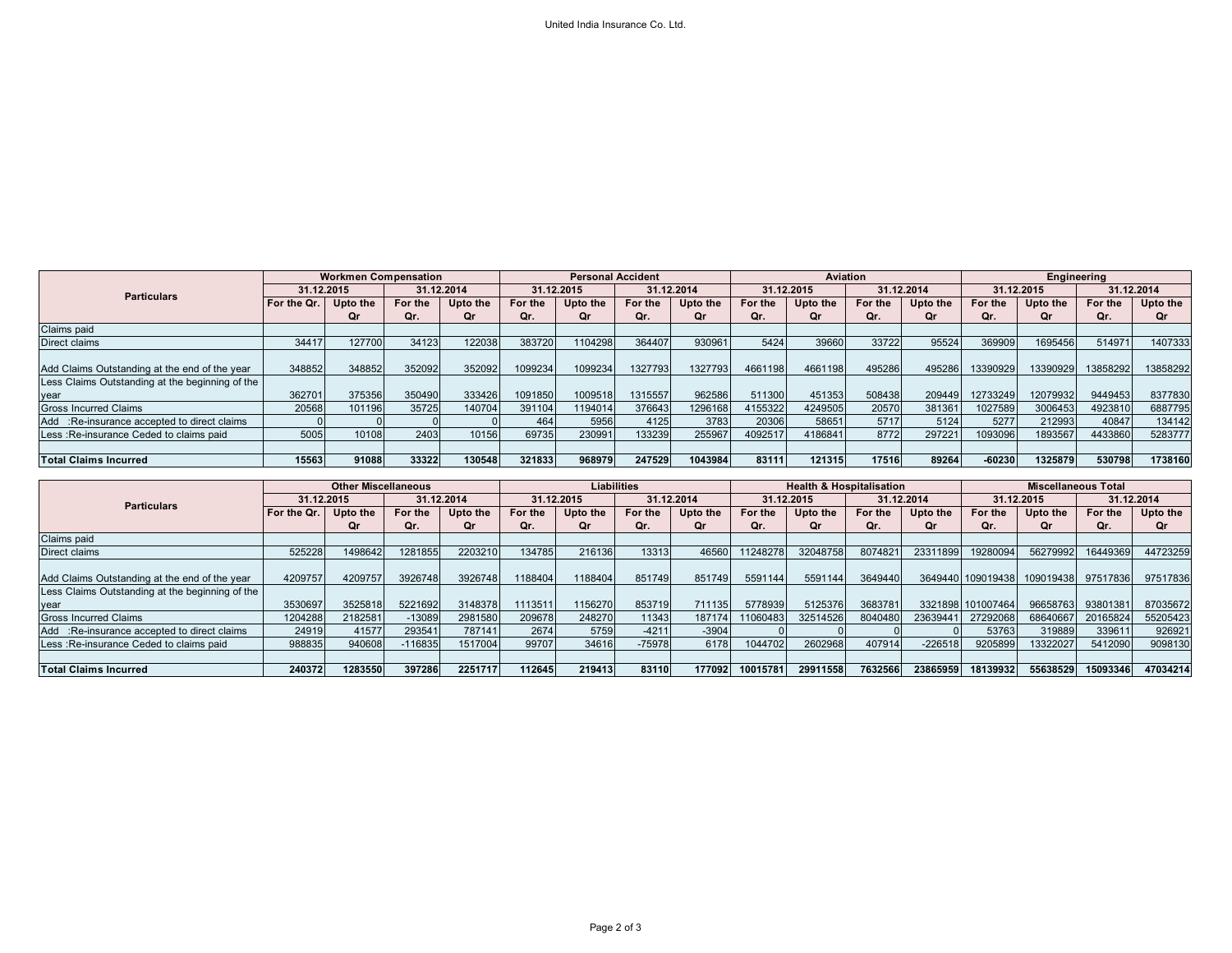| Particulars | Workmen Compensation | | | | Personal Accident | | | | Aviation | | | | Engineering | | | |
|---|---|---|---|---|---|---|---|---|---|---|---|---|---|---|---|---|
| | 31.12.2015 | | 31.12.2014 | | 31.12.2015 | | 31.12.2014 | | 31.12.2015 | | 31.12.2014 | | 31.12.2015 | | 31.12.2014 | |
| | For the Qr. | Upto the Qr | For the Qr. | Upto the Qr | For the Qr. | Upto the Qr | For the Qr. | Upto the Qr | For the Qr. | Upto the Qr | For the Qr. | Upto the Qr | For the Qr. | Upto the Qr | For the Qr. | Upto the Qr |
| Claims paid | | | | | | | | | | | | | | | | |
| Direct claims | 34417 | 127700 | 34123 | 122038 | 383720 | 1104298 | 364407 | 930961 | 5424 | 39660 | 33722 | 95524 | 369909 | 1695456 | 514971 | 1407333 |
| Add Claims Outstanding at the end of the year | 348852 | 348852 | 352092 | 352092 | 1099234 | 1099234 | 1327793 | 1327793 | 4661198 | 4661198 | 495286 | 495286 | 13390929 | 13390929 | 13858292 | 13858292 |
| Less Claims Outstanding at the beginning of the year | 362701 | 375356 | 350490 | 333426 | 1091850 | 1009518 | 1315557 | 962586 | 511300 | 451353 | 508438 | 209449 | 12733249 | 12079932 | 9449453 | 8377830 |
| Gross Incurred Claims | 20568 | 101196 | 35725 | 140704 | 391104 | 1194014 | 376643 | 1296168 | 4155322 | 4249505 | 20570 | 381361 | 1027589 | 3006453 | 4923810 | 6887795 |
| Add :Re-insurance accepted to direct claims | 0 | 0 | 0 | 0 | 464 | 5956 | 4125 | 3783 | 20306 | 58651 | 5717 | 5124 | 5277 | 212993 | 40847 | 134142 |
| Less :Re-insurance Ceded to claims paid | 5005 | 10108 | 2403 | 10156 | 69735 | 230991 | 133239 | 255967 | 4092517 | 4186841 | 8772 | 297221 | 1093096 | 1893567 | 4433860 | 5283777 |
| **Total Claims Incurred** | **15563** | **91088** | **33322** | **130548** | **321833** | **968979** | **247529** | **1043984** | **83111** | **121315** | **17516** | **89264** | **-60230** | **1325879** | **530798** | **1738160** |

| Particulars | Other Miscellaneous | | | | Liabilities | | | | Health & Hospitalisation | | | | Miscellaneous Total | | | |
|---|---|---|---|---|---|---|---|---|---|---|---|---|---|---|---|---|
| | 31.12.2015 | | 31.12.2014 | | 31.12.2015 | | 31.12.2014 | | 31.12.2015 | | 31.12.2014 | | 31.12.2015 | | 31.12.2014 | |
| | For the Qr. | Upto the Qr | For the Qr. | Upto the Qr | For the Qr. | Upto the Qr | For the Qr. | Upto the Qr | For the Qr. | Upto the Qr | For the Qr. | Upto the Qr | For the Qr. | Upto the Qr | For the Qr. | Upto the Qr |
| Claims paid | | | | | | | | | | | | | | | | |
| Direct claims | 525228 | 1498642 | 1281855 | 2203210 | 134785 | 216136 | 13313 | 46560 | 11248278 | 32048758 | 8074821 | 23311899 | 19280094 | 56279992 | 16449369 | 44723259 |
| Add Claims Outstanding at the end of the year | 4209757 | 4209757 | 3926748 | 3926748 | 1188404 | 1188404 | 851749 | 851749 | 5591144 | 5591144 | 3649440 | 3649440 | 109019438 | 109019438 | 97517836 | 97517836 |
| Less Claims Outstanding at the beginning of the year | 3530697 | 3525818 | 5221692 | 3148378 | 1113511 | 1156270 | 853719 | 711135 | 5778939 | 5125376 | 3683781 | 3321898 | 101007464 | 96658763 | 93801381 | 87035672 |
| Gross Incurred Claims | 1204288 | 2182581 | -13089 | 2981580 | 209678 | 248270 | 11343 | 187174 | 11060483 | 32514526 | 8040480 | 23639441 | 27292068 | 68640667 | 20165824 | 55205423 |
| Add :Re-insurance accepted to direct claims | 24919 | 41577 | 293541 | 787141 | 2674 | 5759 | -4211 | -3904 | 0 | 0 | 0 | 0 | 53763 | 319889 | 339611 | 926921 |
| Less :Re-insurance Ceded to claims paid | 988835 | 940608 | -116835 | 1517004 | 99707 | 34616 | -75978 | 6178 | 1044702 | 2602968 | 407914 | -226518 | 9205899 | 13322027 | 5412090 | 9098130 |
| **Total Claims Incurred** | **240372** | **1283550** | **397286** | **2251717** | **112645** | **219413** | **83110** | **177092** | **10015781** | **29911558** | **7632566** | **23865959** | **18139932** | **55638529** | **15093346** | **47034214** |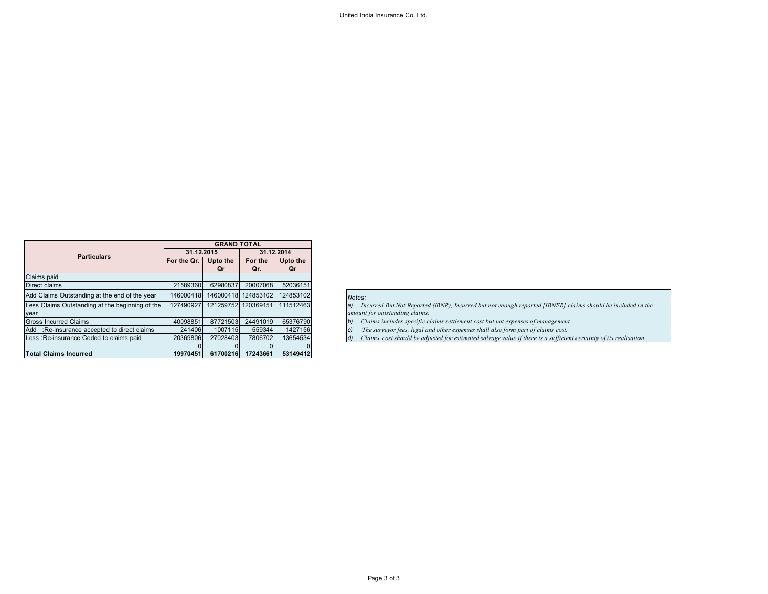| Particulars | GRAND TOTAL | | | |
|---|---|---|---|---|
| | 31.12.2015 | | 31.12.2014 | |
| | For the Qr. | Upto the Qr | For the Qr. | Upto the Qr |
| Claims paid | | | | |
| Direct claims | 21589360 | 62980837 | 20007068 | 52036151 |
| Add Claims Outstanding at the end of the year | 146000418 | 146000418 | 124853102 | 124853102 |
| Less Claims Outstanding at the beginning of the year | 127490927 | 121259752 | 120369151 | 111512463 |
| Gross Incurred Claims | 40098851 | 87721503 | 24491019 | 65376790 |
| Add :Re-insurance accepted to direct claims | 241406 | 1007115 | 559344 | 1427156 |
| Less :Re-insurance Ceded to claims paid | 20369806 | 27028403 | 7806702 | 13654534 |
| | 0 | 0 | 0 | 0 |
| **Total Claims Incurred** | **19970451** | **61700216** | **17243661** | **53149412** |

*Notes:*

*a) Incurred But Not Reported (IBNR), Incurred but not enough reported [IBNER] claims should be included in the amount for outstanding claims.*

*b) Claims includes specific claims settlement cost but not expenses of management*

*c) The surveyor fees, legal and other expenses shall also form part of claims cost.*

*d) Claims cost should be adjusted for estimated salvage value if there is a sufficient certainty of its realisation.*